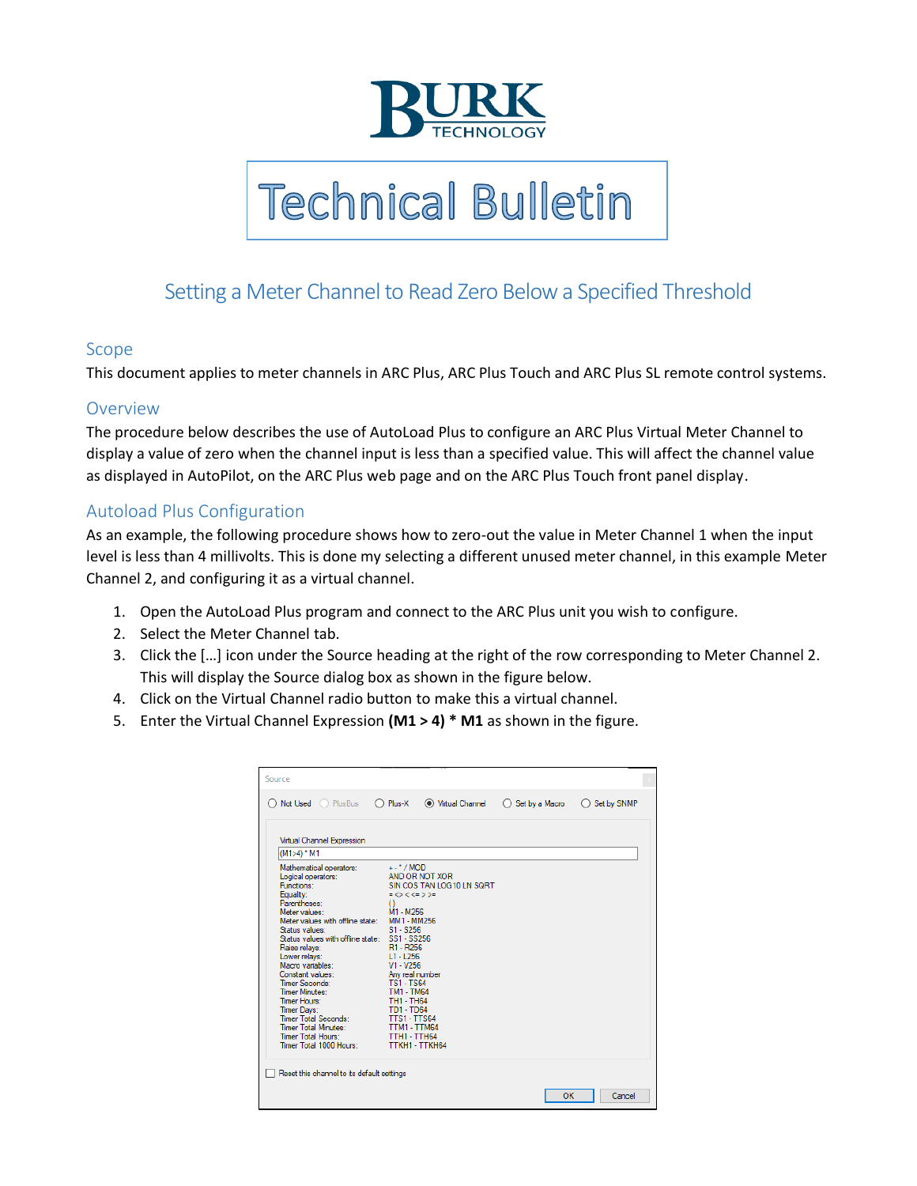# Technical Bulletin

## Setting a Meter Channel to Read Zero Below a Specified Threshold

### Scope

This document applies to meter channels in ARC Plus, ARC Plus Touch and ARC Plus SL remote control systems.

### Overview

The procedure below describes the use of AutoLoad Plus to configure an ARC Plus Virtual Meter Channel to display a value of zero when the channel input is less than a specified value. This will affect the channel value as displayed in AutoPilot, on the ARC Plus web page and on the ARC Plus Touch front panel display.

### Autoload Plus Configuration

As an example, the following procedure shows how to zero-out the value in Meter Channel 1 when the input level is less than 4 millivolts. This is done my selecting a different unused meter channel, in this example Meter Channel 2, and configuring it as a virtual channel.

1. Open the AutoLoad Plus program and connect to the ARC Plus unit you wish to configure.
2. Select the Meter Channel tab.
3. Click the […] icon under the Source heading at the right of the row corresponding to Meter Channel 2. This will display the Source dialog box as shown in the figure below.
4. Click on the Virtual Channel radio button to make this a virtual channel.
5. Enter the Virtual Channel Expression **(M1 > 4) * M1** as shown in the figure.

Source

○ Not Used ○ PlusBus ○ Plus-X ◉ Virtual Channel ○ Set by a Macro ○ Set by SNMP

Virtual Channel Expression

(M1>4) * M1

| | |
|---|---|
| Mathematical operators: | + - * / MOD |
| Logical operators: | AND OR NOT XOR |
| Functions: | SIN COS TAN LOG10 LN SQRT |
| Equality: | = <> < <= > >= |
| Parentheses: | () |
| Meter values: | M1 - M256 |
| Meter values with offline state: | MM1 - MM256 |
| Status values: | S1 - S256 |
| Status values with offline state: | SS1 - SS256 |
| Raise relays: | R1 - R256 |
| Lower relays: | L1 - L256 |
| Macro variables: | V1 - V256 |
| Constant values: | Any real number |
| Timer Seconds: | TS1 - TS64 |
| Timer Minutes: | TM1 - TM64 |
| Timer Hours: | TH1 - TH64 |
| Timer Days: | TD1 - TD64 |
| Timer Total Seconds: | TTS1 - TTS64 |
| Timer Total Minutes: | TTM1 - TTM64 |
| Timer Total Hours: | TTH1 - TTH64 |
| Timer Total 1000 Hours: | TTKH1 - TTKH64 |

☐ Reset this channel to its default settings

OK Cancel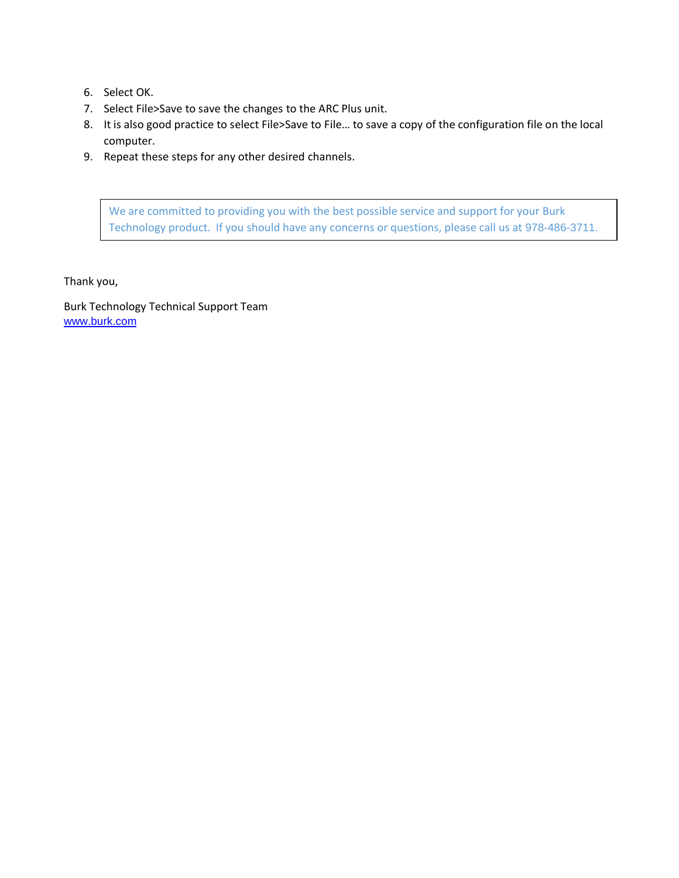6. Select OK.
7. Select File>Save to save the changes to the ARC Plus unit.
8. It is also good practice to select File>Save to File… to save a copy of the configuration file on the local computer.
9. Repeat these steps for any other desired channels.

> We are committed to providing you with the best possible service and support for your Burk Technology product. If you should have any concerns or questions, please call us at 978-486-3711.

Thank you,

Burk Technology Technical Support Team
[www.burk.com](http://www.burk.com)